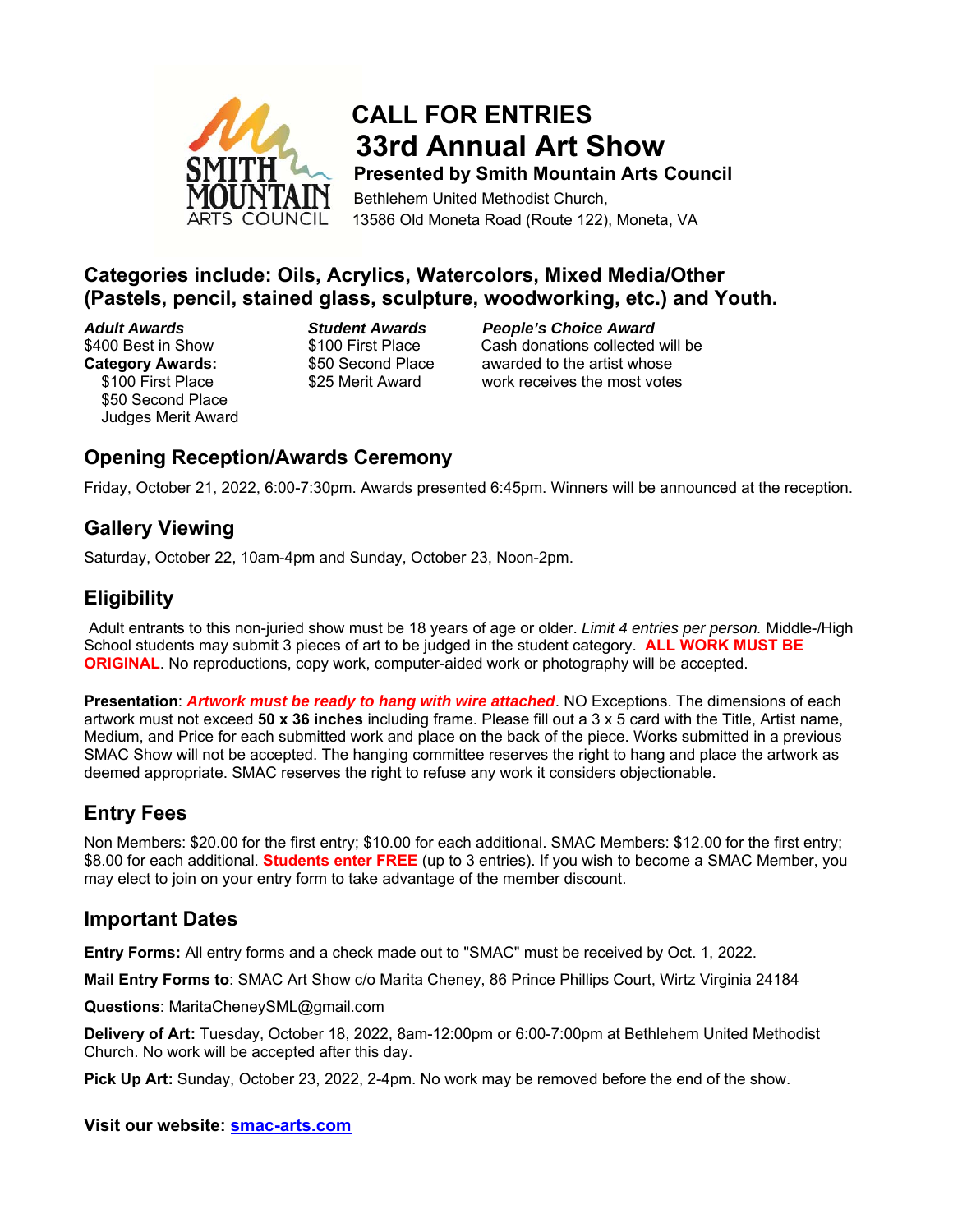# CALL FOR ENTRIES

# 33rd Annual Art Show

**Presented by Smith Mountain Arts Council**

Bethlehem United Methodist Church,
13586 Old Moneta Road (Route 122), Moneta, VA

## Categories include: Oils, Acrylics, Watercolors, Mixed Media/Other (Pastels, pencil, stained glass, sculpture, woodworking, etc.) and Youth.

***Adult Awards***
$400 Best in Show
**Category Awards:**
- $100 First Place
- $50 Second Place
- Judges Merit Award

***Student Awards***
$100 First Place
$50 Second Place
$25 Merit Award

***People's Choice Award***
Cash donations collected will be awarded to the artist whose work receives the most votes

## Opening Reception/Awards Ceremony

Friday, October 21, 2022, 6:00-7:30pm. Awards presented 6:45pm. Winners will be announced at the reception.

## Gallery Viewing

Saturday, October 22, 10am-4pm and Sunday, October 23, Noon-2pm.

## Eligibility

Adult entrants to this non-juried show must be 18 years of age or older. *Limit 4 entries per person.* Middle-/High School students may submit 3 pieces of art to be judged in the student category. **ALL WORK MUST BE ORIGINAL**. No reproductions, copy work, computer-aided work or photography will be accepted.

**Presentation**: ***Artwork must be ready to hang with wire attached***. NO Exceptions. The dimensions of each artwork must not exceed **50 x 36 inches** including frame. Please fill out a 3 x 5 card with the Title, Artist name, Medium, and Price for each submitted work and place on the back of the piece. Works submitted in a previous SMAC Show will not be accepted. The hanging committee reserves the right to hang and place the artwork as deemed appropriate. SMAC reserves the right to refuse any work it considers objectionable.

## Entry Fees

Non Members: $20.00 for the first entry; $10.00 for each additional. SMAC Members: $12.00 for the first entry; $8.00 for each additional. **Students enter FREE** (up to 3 entries). If you wish to become a SMAC Member, you may elect to join on your entry form to take advantage of the member discount.

## Important Dates

**Entry Forms:** All entry forms and a check made out to "SMAC" must be received by Oct. 1, 2022.

**Mail Entry Forms to**: SMAC Art Show c/o Marita Cheney, 86 Prince Phillips Court, Wirtz Virginia 24184

**Questions**: MaritaCheneySML@gmail.com

**Delivery of Art:** Tuesday, October 18, 2022, 8am-12:00pm or 6:00-7:00pm at Bethlehem United Methodist Church. No work will be accepted after this day.

**Pick Up Art:** Sunday, October 23, 2022, 2-4pm. No work may be removed before the end of the show.

**Visit our website: smac-arts.com**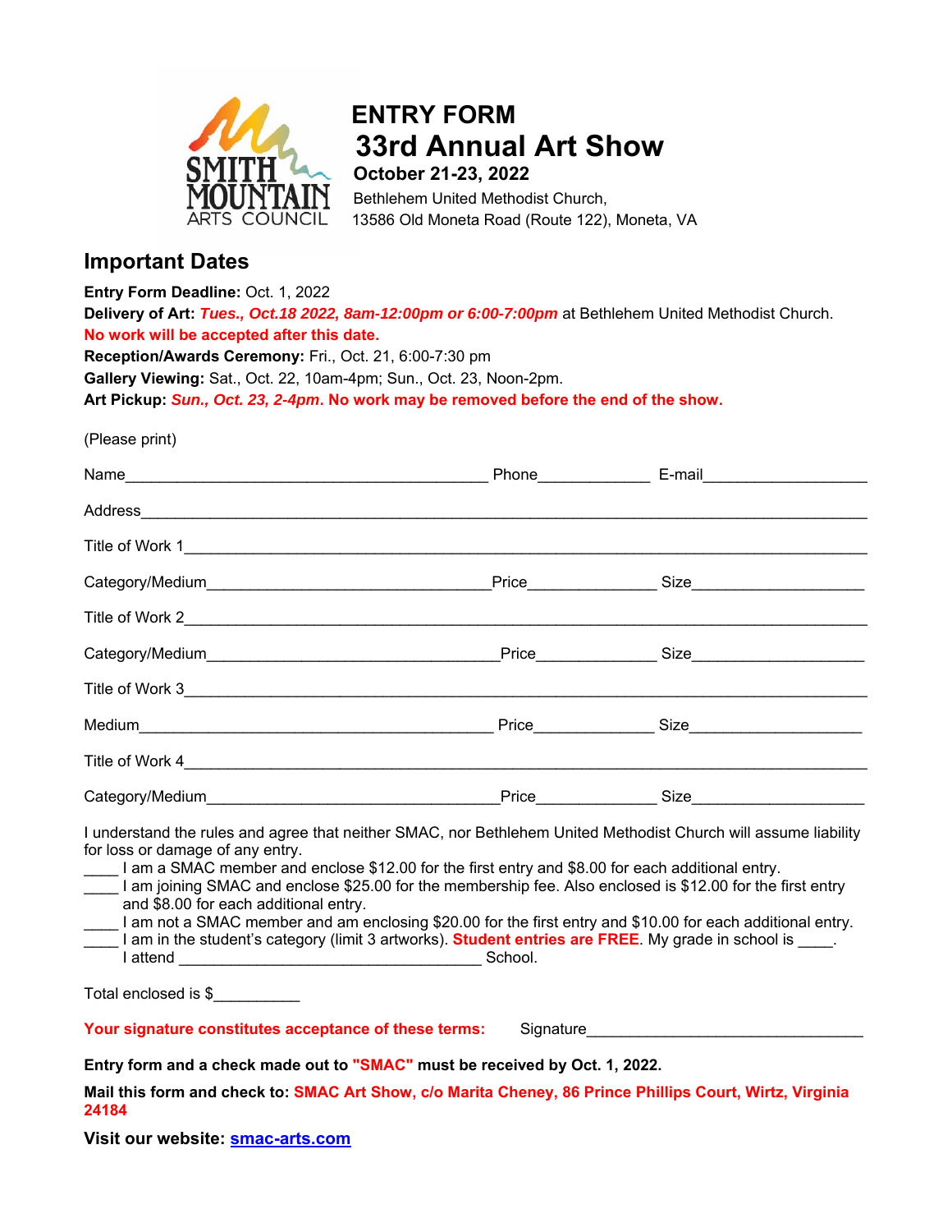# ENTRY FORM

## 33rd Annual Art Show

**October 21-23, 2022**

Bethlehem United Methodist Church,
13586 Old Moneta Road (Route 122), Moneta, VA

## Important Dates

**Entry Form Deadline:** Oct. 1, 2022
**Delivery of Art:** ***Tues., Oct.18 2022, 8am-12:00pm or 6:00-7:00pm*** at Bethlehem United Methodist Church.
**No work will be accepted after this date.**
**Reception/Awards Ceremony:** Fri., Oct. 21, 6:00-7:30 pm
**Gallery Viewing:** Sat., Oct. 22, 10am-4pm; Sun., Oct. 23, Noon-2pm.
**Art Pickup:** ***Sun., Oct. 23, 2-4pm***. **No work may be removed before the end of the show.**

(Please print)

Name__________________________________________ Phone_____________ E-mail___________________

Address_____________________________________________________________________________

Title of Work 1_______________________________________________________________________

Category/Medium_________________________________Price______________ Size___________________

Title of Work 2_______________________________________________________________________

Category/Medium__________________________________Price_____________ Size___________________

Title of Work 3_______________________________________________________________________

Medium_________________________________________ Price_____________ Size___________________

Title of Work 4_______________________________________________________________________

Category/Medium__________________________________Price_____________ Size___________________

I understand the rules and agree that neither SMAC, nor Bethlehem United Methodist Church will assume liability for loss or damage of any entry.

____ I am a SMAC member and enclose $12.00 for the first entry and $8.00 for each additional entry.
____ I am joining SMAC and enclose $25.00 for the membership fee. Also enclosed is $12.00 for the first entry and $8.00 for each additional entry.
____ I am not a SMAC member and am enclosing $20.00 for the first entry and $10.00 for each additional entry.
____ I am in the student's category (limit 3 artworks). **Student entries are FREE**. My grade in school is ____.
I attend __________________________________ School.

Total enclosed is $__________

**Your signature constitutes acceptance of these terms:** Signature_______________________________

**Entry form and a check made out to "SMAC" must be received by Oct. 1, 2022.**

**Mail this form and check to: SMAC Art Show, c/o Marita Cheney, 86 Prince Phillips Court, Wirtz, Virginia 24184**

**Visit our website: [smac-arts.com](smac-arts.com)**